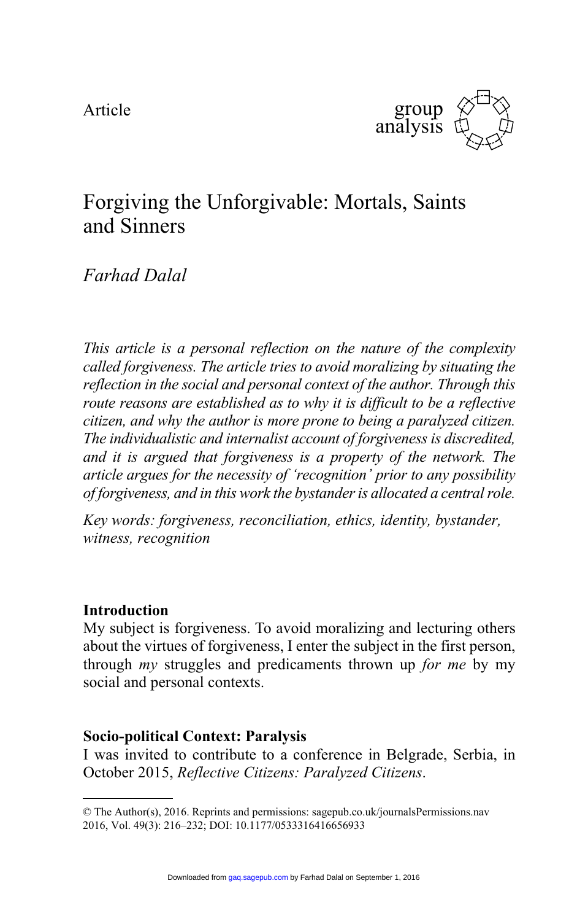Article

# Forgiving the Unforgivable: Mortals, Saints and Sinners

*Farhad Dalal*

*This article is a personal reflection on the nature of the complexity called forgiveness. The article tries to avoid moralizing by situating the reflection in the social and personal context of the author. Through this route reasons are established as to why it is difficult to be a reflective citizen, and why the author is more prone to being a paralyzed citizen. The individualistic and internalist account of forgiveness is discredited, and it is argued that forgiveness is a property of the network. The article argues for the necessity of 'recognition' prior to any possibility of forgiveness, and in this work the bystander is allocated a central role.*

*Key words: forgiveness, reconciliation, ethics, identity, bystander, witness, recognition*

## Introduction

My subject is forgiveness. To avoid moralizing and lecturing others about the virtues of forgiveness, I enter the subject in the first person, through *my* struggles and predicaments thrown up *for me* by my social and personal contexts.

## Socio-political Context: Paralysis

I was invited to contribute to a conference in Belgrade, Serbia, in October 2015, *Reflective Citizens: Paralyzed Citizens*.

© The Author(s), 2016. Reprints and permissions: sagepub.co.uk/journalsPermissions.nav
DOI: 10.1177/0533316416656933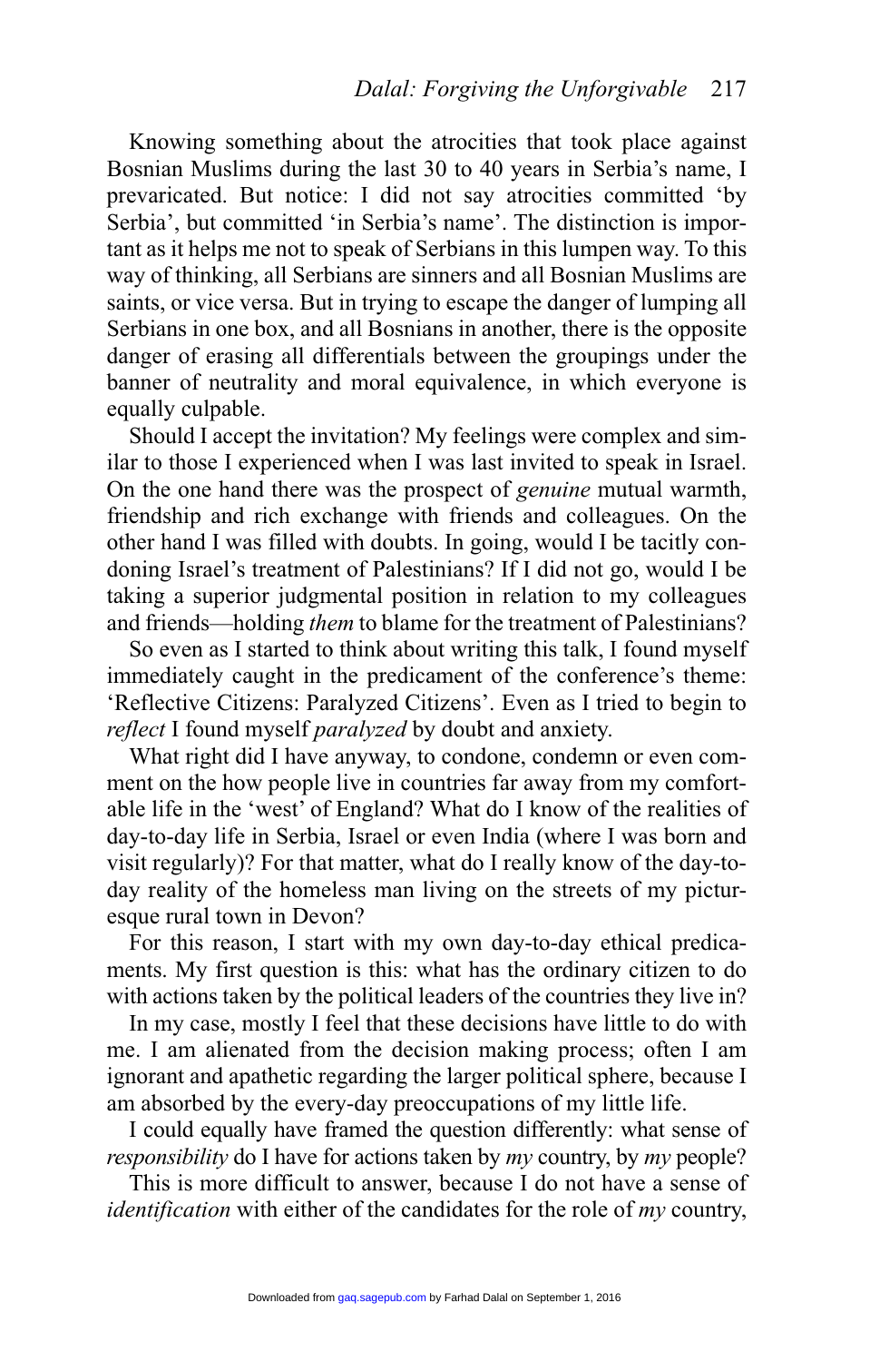Knowing something about the atrocities that took place against Bosnian Muslims during the last 30 to 40 years in Serbia's name, I prevaricated. But notice: I did not say atrocities committed 'by Serbia', but committed 'in Serbia's name'. The distinction is important as it helps me not to speak of Serbians in this lumpen way. To this way of thinking, all Serbians are sinners and all Bosnian Muslims are saints, or vice versa. But in trying to escape the danger of lumping all Serbians in one box, and all Bosnians in another, there is the opposite danger of erasing all differentials between the groupings under the banner of neutrality and moral equivalence, in which everyone is equally culpable.

Should I accept the invitation? My feelings were complex and similar to those I experienced when I was last invited to speak in Israel. On the one hand there was the prospect of *genuine* mutual warmth, friendship and rich exchange with friends and colleagues. On the other hand I was filled with doubts. In going, would I be tacitly condoning Israel's treatment of Palestinians? If I did not go, would I be taking a superior judgmental position in relation to my colleagues and friends—holding *them* to blame for the treatment of Palestinians?

So even as I started to think about writing this talk, I found myself immediately caught in the predicament of the conference's theme: 'Reflective Citizens: Paralyzed Citizens'. Even as I tried to begin to *reflect* I found myself *paralyzed* by doubt and anxiety.

What right did I have anyway, to condone, condemn or even comment on the how people live in countries far away from my comfortable life in the 'west' of England? What do I know of the realities of day-to-day life in Serbia, Israel or even India (where I was born and visit regularly)? For that matter, what do I really know of the day-to-day reality of the homeless man living on the streets of my picturesque rural town in Devon?

For this reason, I start with my own day-to-day ethical predicaments. My first question is this: what has the ordinary citizen to do with actions taken by the political leaders of the countries they live in?

In my case, mostly I feel that these decisions have little to do with me. I am alienated from the decision making process; often I am ignorant and apathetic regarding the larger political sphere, because I am absorbed by the every-day preoccupations of my little life.

I could equally have framed the question differently: what sense of *responsibility* do I have for actions taken by *my* country, by *my* people?

This is more difficult to answer, because I do not have a sense of *identification* with either of the candidates for the role of *my* country,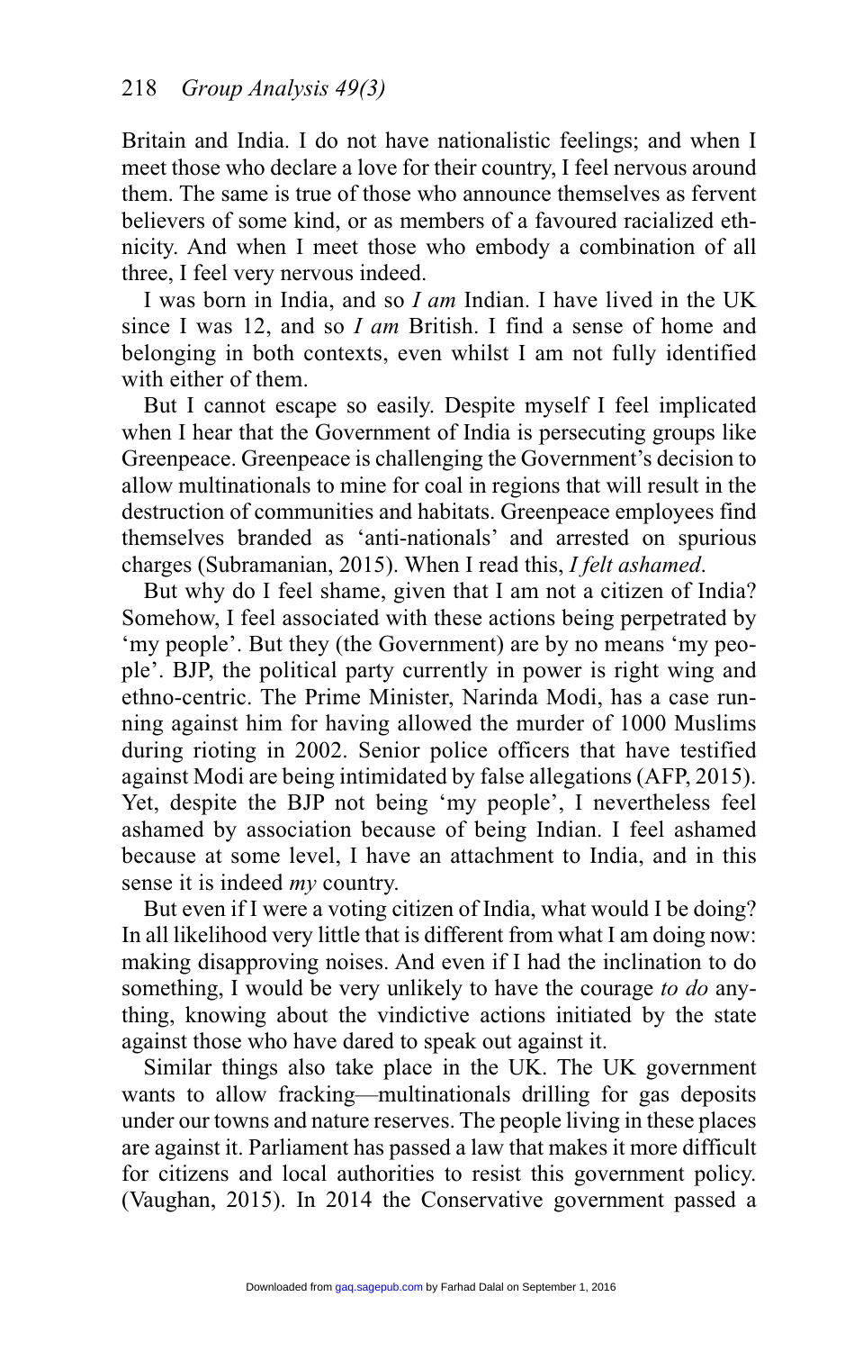Britain and India. I do not have nationalistic feelings; and when I meet those who declare a love for their country, I feel nervous around them. The same is true of those who announce themselves as fervent believers of some kind, or as members of a favoured racialized ethnicity. And when I meet those who embody a combination of all three, I feel very nervous indeed.

I was born in India, and so *I am* Indian. I have lived in the UK since I was 12, and so *I am* British. I find a sense of home and belonging in both contexts, even whilst I am not fully identified with either of them.

But I cannot escape so easily. Despite myself I feel implicated when I hear that the Government of India is persecuting groups like Greenpeace. Greenpeace is challenging the Government's decision to allow multinationals to mine for coal in regions that will result in the destruction of communities and habitats. Greenpeace employees find themselves branded as 'anti-nationals' and arrested on spurious charges (Subramanian, 2015). When I read this, *I felt ashamed*.

But why do I feel shame, given that I am not a citizen of India? Somehow, I feel associated with these actions being perpetrated by 'my people'. But they (the Government) are by no means 'my people'. BJP, the political party currently in power is right wing and ethno-centric. The Prime Minister, Narinda Modi, has a case running against him for having allowed the murder of 1000 Muslims during rioting in 2002. Senior police officers that have testified against Modi are being intimidated by false allegations (AFP, 2015). Yet, despite the BJP not being 'my people', I nevertheless feel ashamed by association because of being Indian. I feel ashamed because at some level, I have an attachment to India, and in this sense it is indeed *my* country.

But even if I were a voting citizen of India, what would I be doing? In all likelihood very little that is different from what I am doing now: making disapproving noises. And even if I had the inclination to do something, I would be very unlikely to have the courage *to do* anything, knowing about the vindictive actions initiated by the state against those who have dared to speak out against it.

Similar things also take place in the UK. The UK government wants to allow fracking—multinationals drilling for gas deposits under our towns and nature reserves. The people living in these places are against it. Parliament has passed a law that makes it more difficult for citizens and local authorities to resist this government policy. (Vaughan, 2015). In 2014 the Conservative government passed a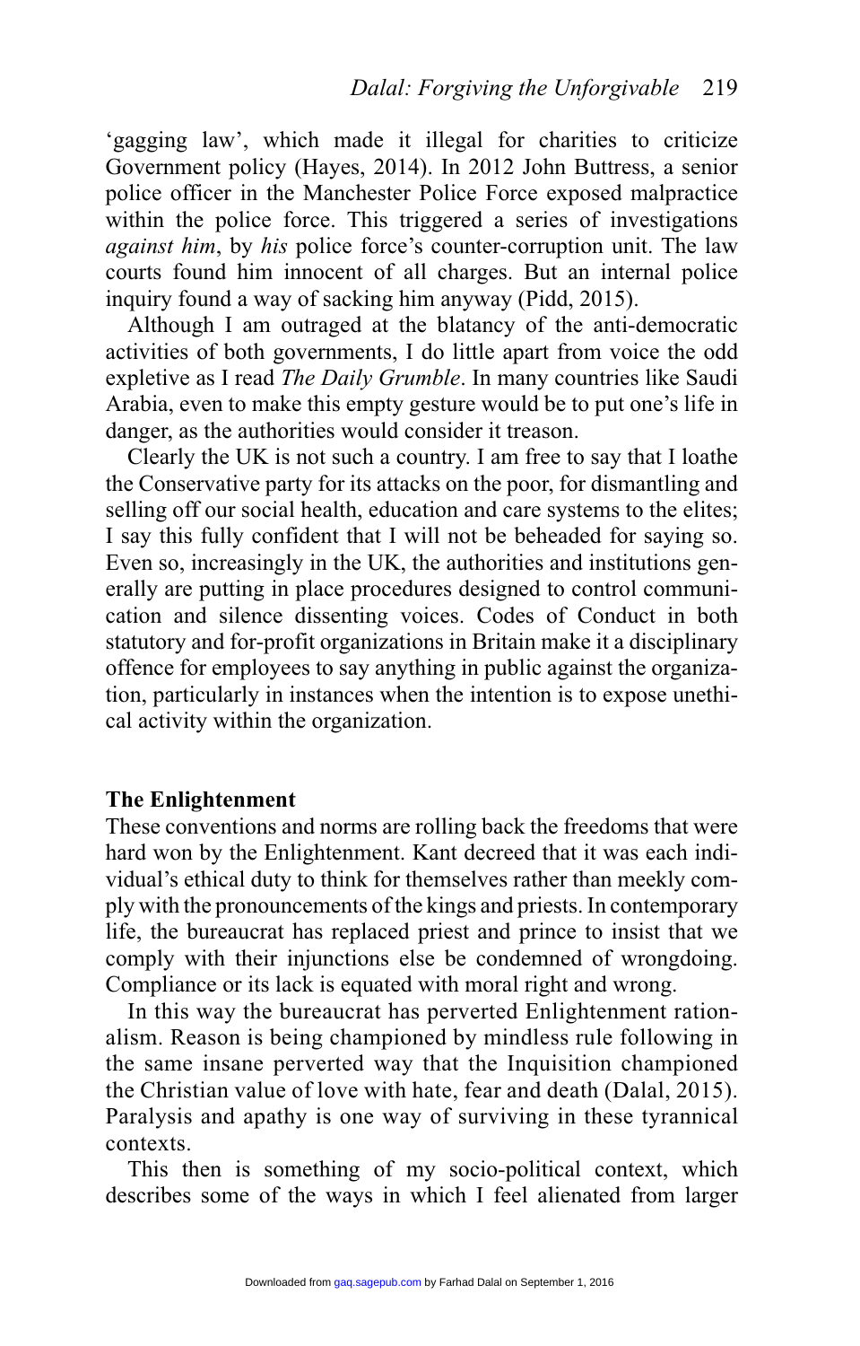'gagging law', which made it illegal for charities to criticize Government policy (Hayes, 2014). In 2012 John Buttress, a senior police officer in the Manchester Police Force exposed malpractice within the police force. This triggered a series of investigations *against him*, by *his* police force's counter-corruption unit. The law courts found him innocent of all charges. But an internal police inquiry found a way of sacking him anyway (Pidd, 2015).

Although I am outraged at the blatancy of the anti-democratic activities of both governments, I do little apart from voice the odd expletive as I read *The Daily Grumble*. In many countries like Saudi Arabia, even to make this empty gesture would be to put one's life in danger, as the authorities would consider it treason.

Clearly the UK is not such a country. I am free to say that I loathe the Conservative party for its attacks on the poor, for dismantling and selling off our social health, education and care systems to the elites; I say this fully confident that I will not be beheaded for saying so. Even so, increasingly in the UK, the authorities and institutions generally are putting in place procedures designed to control communication and silence dissenting voices. Codes of Conduct in both statutory and for-profit organizations in Britain make it a disciplinary offence for employees to say anything in public against the organization, particularly in instances when the intention is to expose unethical activity within the organization.

### The Enlightenment

These conventions and norms are rolling back the freedoms that were hard won by the Enlightenment. Kant decreed that it was each individual's ethical duty to think for themselves rather than meekly comply with the pronouncements of the kings and priests. In contemporary life, the bureaucrat has replaced priest and prince to insist that we comply with their injunctions else be condemned of wrongdoing. Compliance or its lack is equated with moral right and wrong.

In this way the bureaucrat has perverted Enlightenment rationalism. Reason is being championed by mindless rule following in the same insane perverted way that the Inquisition championed the Christian value of love with hate, fear and death (Dalal, 2015). Paralysis and apathy is one way of surviving in these tyrannical contexts.

This then is something of my socio-political context, which describes some of the ways in which I feel alienated from larger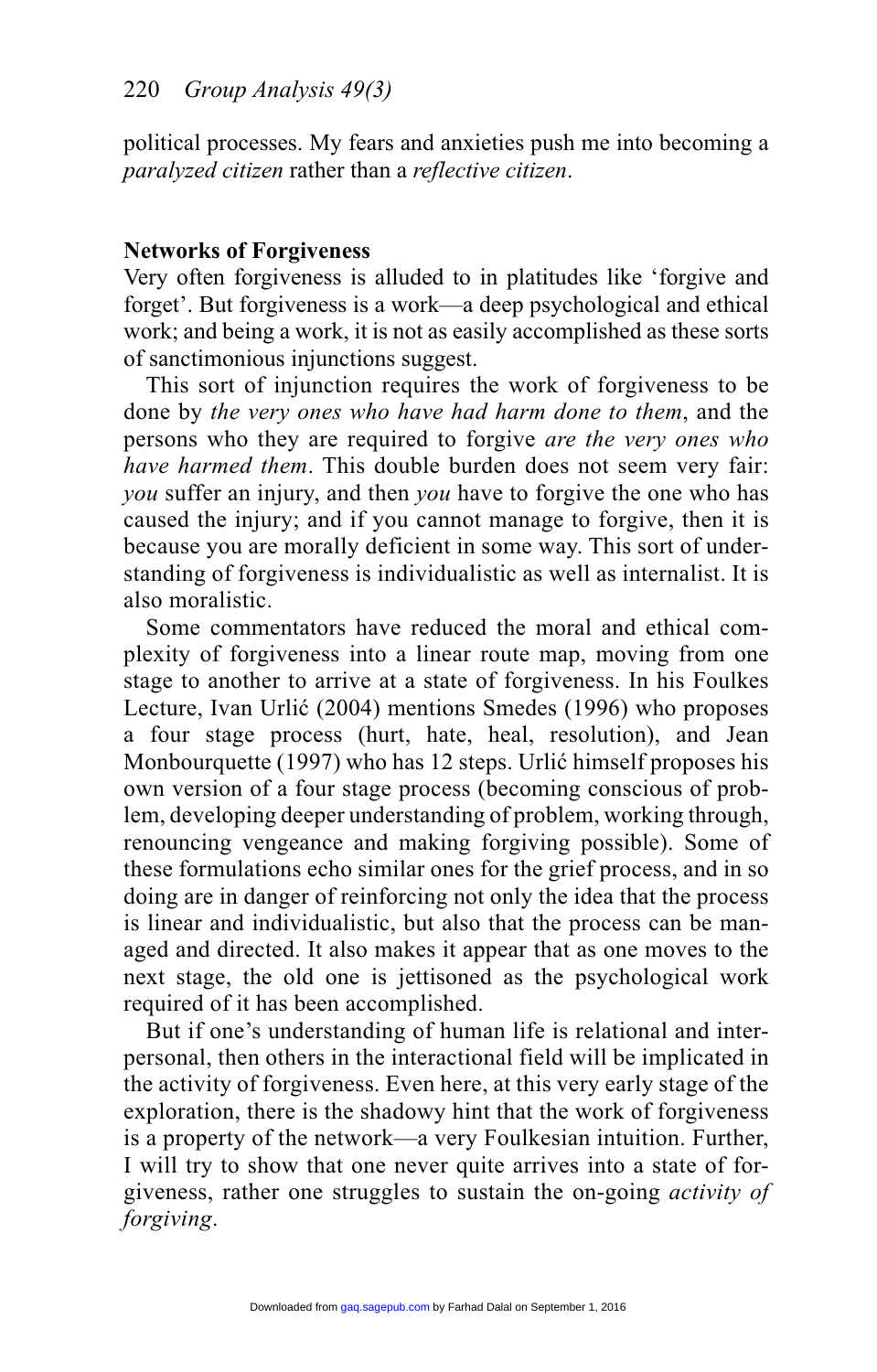political processes. My fears and anxieties push me into becoming a *paralyzed citizen* rather than a *reflective citizen*.

## Networks of Forgiveness

Very often forgiveness is alluded to in platitudes like 'forgive and forget'. But forgiveness is a work—a deep psychological and ethical work; and being a work, it is not as easily accomplished as these sorts of sanctimonious injunctions suggest.

This sort of injunction requires the work of forgiveness to be done by *the very ones who have had harm done to them*, and the persons who they are required to forgive *are the very ones who have harmed them*. This double burden does not seem very fair: *you* suffer an injury, and then *you* have to forgive the one who has caused the injury; and if you cannot manage to forgive, then it is because you are morally deficient in some way. This sort of understanding of forgiveness is individualistic as well as internalist. It is also moralistic.

Some commentators have reduced the moral and ethical complexity of forgiveness into a linear route map, moving from one stage to another to arrive at a state of forgiveness. In his Foulkes Lecture, Ivan Urlić (2004) mentions Smedes (1996) who proposes a four stage process (hurt, hate, heal, resolution), and Jean Monbourquette (1997) who has 12 steps. Urlić himself proposes his own version of a four stage process (becoming conscious of problem, developing deeper understanding of problem, working through, renouncing vengeance and making forgiving possible). Some of these formulations echo similar ones for the grief process, and in so doing are in danger of reinforcing not only the idea that the process is linear and individualistic, but also that the process can be managed and directed. It also makes it appear that as one moves to the next stage, the old one is jettisoned as the psychological work required of it has been accomplished.

But if one's understanding of human life is relational and interpersonal, then others in the interactional field will be implicated in the activity of forgiveness. Even here, at this very early stage of the exploration, there is the shadowy hint that the work of forgiveness is a property of the network—a very Foulkesian intuition. Further, I will try to show that one never quite arrives into a state of forgiveness, rather one struggles to sustain the on-going *activity of forgiving*.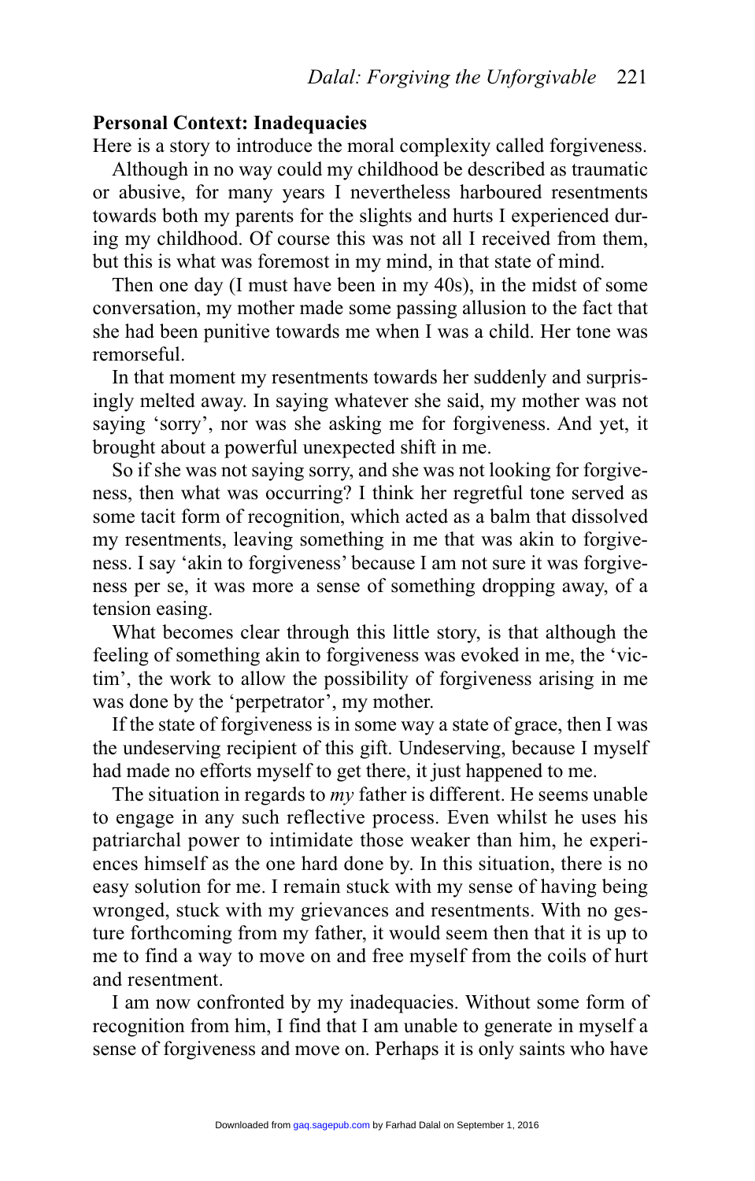**Personal Context: Inadequacies**

Here is a story to introduce the moral complexity called forgiveness.

Although in no way could my childhood be described as traumatic or abusive, for many years I nevertheless harboured resentments towards both my parents for the slights and hurts I experienced during my childhood. Of course this was not all I received from them, but this is what was foremost in my mind, in that state of mind.

Then one day (I must have been in my 40s), in the midst of some conversation, my mother made some passing allusion to the fact that she had been punitive towards me when I was a child. Her tone was remorseful.

In that moment my resentments towards her suddenly and surprisingly melted away. In saying whatever she said, my mother was not saying 'sorry', nor was she asking me for forgiveness. And yet, it brought about a powerful unexpected shift in me.

So if she was not saying sorry, and she was not looking for forgiveness, then what was occurring? I think her regretful tone served as some tacit form of recognition, which acted as a balm that dissolved my resentments, leaving something in me that was akin to forgiveness. I say 'akin to forgiveness' because I am not sure it was forgiveness per se, it was more a sense of something dropping away, of a tension easing.

What becomes clear through this little story, is that although the feeling of something akin to forgiveness was evoked in me, the 'victim', the work to allow the possibility of forgiveness arising in me was done by the 'perpetrator', my mother.

If the state of forgiveness is in some way a state of grace, then I was the undeserving recipient of this gift. Undeserving, because I myself had made no efforts myself to get there, it just happened to me.

The situation in regards to *my* father is different. He seems unable to engage in any such reflective process. Even whilst he uses his patriarchal power to intimidate those weaker than him, he experiences himself as the one hard done by. In this situation, there is no easy solution for me. I remain stuck with my sense of having being wronged, stuck with my grievances and resentments. With no gesture forthcoming from my father, it would seem then that it is up to me to find a way to move on and free myself from the coils of hurt and resentment.

I am now confronted by my inadequacies. Without some form of recognition from him, I find that I am unable to generate in myself a sense of forgiveness and move on. Perhaps it is only saints who have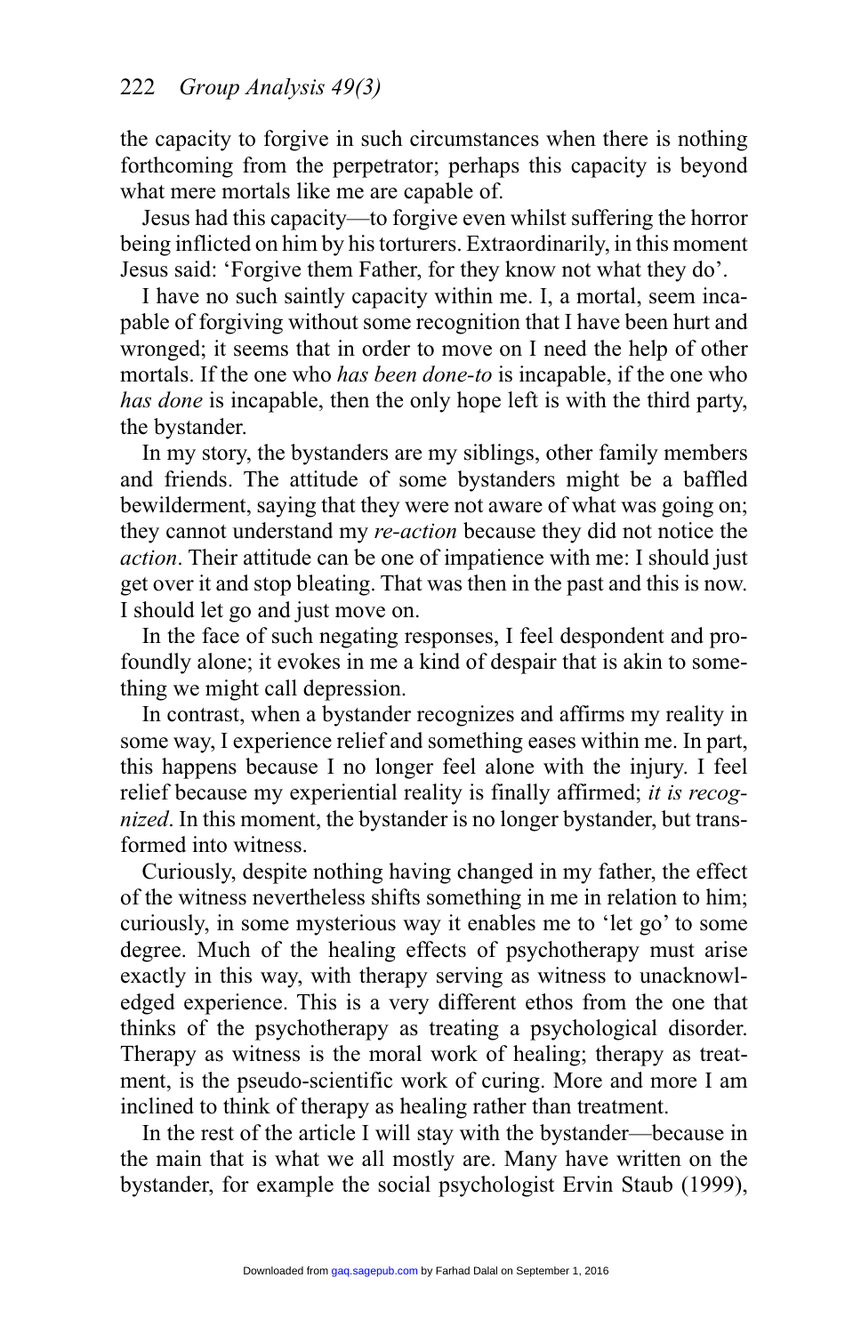the capacity to forgive in such circumstances when there is nothing forthcoming from the perpetrator; perhaps this capacity is beyond what mere mortals like me are capable of.

Jesus had this capacity—to forgive even whilst suffering the horror being inflicted on him by his torturers. Extraordinarily, in this moment Jesus said: 'Forgive them Father, for they know not what they do'.

I have no such saintly capacity within me. I, a mortal, seem incapable of forgiving without some recognition that I have been hurt and wronged; it seems that in order to move on I need the help of other mortals. If the one who *has been done-to* is incapable, if the one who *has done* is incapable, then the only hope left is with the third party, the bystander.

In my story, the bystanders are my siblings, other family members and friends. The attitude of some bystanders might be a baffled bewilderment, saying that they were not aware of what was going on; they cannot understand my *re-action* because they did not notice the *action*. Their attitude can be one of impatience with me: I should just get over it and stop bleating. That was then in the past and this is now. I should let go and just move on.

In the face of such negating responses, I feel despondent and profoundly alone; it evokes in me a kind of despair that is akin to something we might call depression.

In contrast, when a bystander recognizes and affirms my reality in some way, I experience relief and something eases within me. In part, this happens because I no longer feel alone with the injury. I feel relief because my experiential reality is finally affirmed; *it is recognized*. In this moment, the bystander is no longer bystander, but transformed into witness.

Curiously, despite nothing having changed in my father, the effect of the witness nevertheless shifts something in me in relation to him; curiously, in some mysterious way it enables me to 'let go' to some degree. Much of the healing effects of psychotherapy must arise exactly in this way, with therapy serving as witness to unacknowledged experience. This is a very different ethos from the one that thinks of the psychotherapy as treating a psychological disorder. Therapy as witness is the moral work of healing; therapy as treatment, is the pseudo-scientific work of curing. More and more I am inclined to think of therapy as healing rather than treatment.

In the rest of the article I will stay with the bystander—because in the main that is what we all mostly are. Many have written on the bystander, for example the social psychologist Ervin Staub (1999),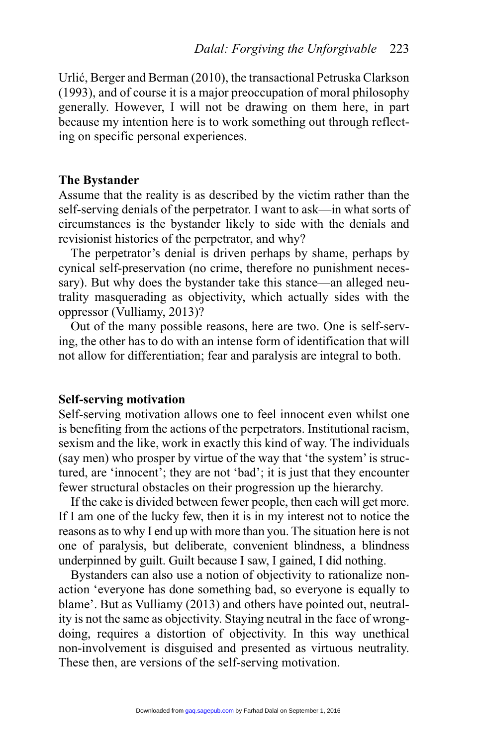Urlić, Berger and Berman (2010), the transactional Petruska Clarkson (1993), and of course it is a major preoccupation of moral philosophy generally. However, I will not be drawing on them here, in part because my intention here is to work something out through reflecting on specific personal experiences.

## The Bystander

Assume that the reality is as described by the victim rather than the self-serving denials of the perpetrator. I want to ask—in what sorts of circumstances is the bystander likely to side with the denials and revisionist histories of the perpetrator, and why?

The perpetrator's denial is driven perhaps by shame, perhaps by cynical self-preservation (no crime, therefore no punishment necessary). But why does the bystander take this stance—an alleged neutrality masquerading as objectivity, which actually sides with the oppressor (Vulliamy, 2013)?

Out of the many possible reasons, here are two. One is self-serving, the other has to do with an intense form of identification that will not allow for differentiation; fear and paralysis are integral to both.

## Self-serving motivation

Self-serving motivation allows one to feel innocent even whilst one is benefiting from the actions of the perpetrators. Institutional racism, sexism and the like, work in exactly this kind of way. The individuals (say men) who prosper by virtue of the way that 'the system' is structured, are 'innocent'; they are not 'bad'; it is just that they encounter fewer structural obstacles on their progression up the hierarchy.

If the cake is divided between fewer people, then each will get more. If I am one of the lucky few, then it is in my interest not to notice the reasons as to why I end up with more than you. The situation here is not one of paralysis, but deliberate, convenient blindness, a blindness underpinned by guilt. Guilt because I saw, I gained, I did nothing.

Bystanders can also use a notion of objectivity to rationalize non-action 'everyone has done something bad, so everyone is equally to blame'. But as Vulliamy (2013) and others have pointed out, neutrality is not the same as objectivity. Staying neutral in the face of wrongdoing, requires a distortion of objectivity. In this way unethical non-involvement is disguised and presented as virtuous neutrality. These then, are versions of the self-serving motivation.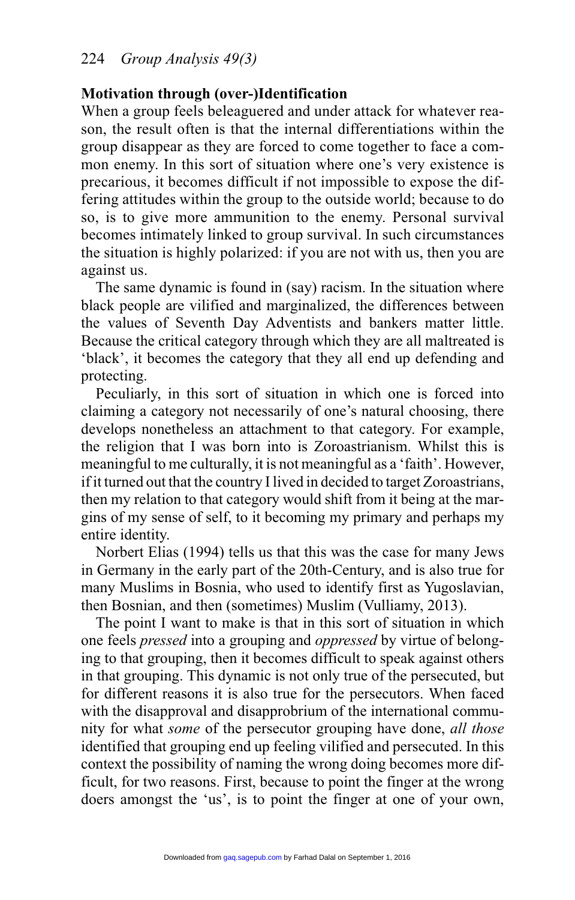**Motivation through (over-)Identification**

When a group feels beleaguered and under attack for whatever reason, the result often is that the internal differentiations within the group disappear as they are forced to come together to face a common enemy. In this sort of situation where one's very existence is precarious, it becomes difficult if not impossible to expose the differing attitudes within the group to the outside world; because to do so, is to give more ammunition to the enemy. Personal survival becomes intimately linked to group survival. In such circumstances the situation is highly polarized: if you are not with us, then you are against us.

The same dynamic is found in (say) racism. In the situation where black people are vilified and marginalized, the differences between the values of Seventh Day Adventists and bankers matter little. Because the critical category through which they are all maltreated is 'black', it becomes the category that they all end up defending and protecting.

Peculiarly, in this sort of situation in which one is forced into claiming a category not necessarily of one's natural choosing, there develops nonetheless an attachment to that category. For example, the religion that I was born into is Zoroastrianism. Whilst this is meaningful to me culturally, it is not meaningful as a 'faith'. However, if it turned out that the country I lived in decided to target Zoroastrians, then my relation to that category would shift from it being at the margins of my sense of self, to it becoming my primary and perhaps my entire identity.

Norbert Elias (1994) tells us that this was the case for many Jews in Germany in the early part of the 20th-Century, and is also true for many Muslims in Bosnia, who used to identify first as Yugoslavian, then Bosnian, and then (sometimes) Muslim (Vulliamy, 2013).

The point I want to make is that in this sort of situation in which one feels *pressed* into a grouping and *oppressed* by virtue of belonging to that grouping, then it becomes difficult to speak against others in that grouping. This dynamic is not only true of the persecuted, but for different reasons it is also true for the persecutors. When faced with the disapproval and disapprobrium of the international community for what *some* of the persecutor grouping have done, *all those* identified that grouping end up feeling vilified and persecuted. In this context the possibility of naming the wrong doing becomes more difficult, for two reasons. First, because to point the finger at the wrong doers amongst the 'us', is to point the finger at one of your own,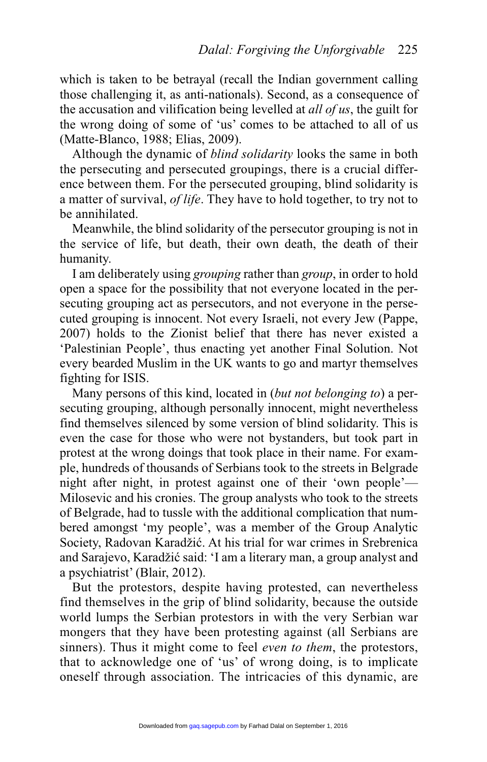which is taken to be betrayal (recall the Indian government calling those challenging it, as anti-nationals). Second, as a consequence of the accusation and vilification being levelled at *all of us*, the guilt for the wrong doing of some of 'us' comes to be attached to all of us (Matte-Blanco, 1988; Elias, 2009).

Although the dynamic of *blind solidarity* looks the same in both the persecuting and persecuted groupings, there is a crucial difference between them. For the persecuted grouping, blind solidarity is a matter of survival, *of life*. They have to hold together, to try not to be annihilated.

Meanwhile, the blind solidarity of the persecutor grouping is not in the service of life, but death, their own death, the death of their humanity.

I am deliberately using *grouping* rather than *group*, in order to hold open a space for the possibility that not everyone located in the persecuting grouping act as persecutors, and not everyone in the persecuted grouping is innocent. Not every Israeli, not every Jew (Pappe, 2007) holds to the Zionist belief that there has never existed a 'Palestinian People', thus enacting yet another Final Solution. Not every bearded Muslim in the UK wants to go and martyr themselves fighting for ISIS.

Many persons of this kind, located in (*but not belonging to*) a persecuting grouping, although personally innocent, might nevertheless find themselves silenced by some version of blind solidarity. This is even the case for those who were not bystanders, but took part in protest at the wrong doings that took place in their name. For example, hundreds of thousands of Serbians took to the streets in Belgrade night after night, in protest against one of their 'own people'—Milosevic and his cronies. The group analysts who took to the streets of Belgrade, had to tussle with the additional complication that numbered amongst 'my people', was a member of the Group Analytic Society, Radovan Karadžić. At his trial for war crimes in Srebrenica and Sarajevo, Karadžić said: 'I am a literary man, a group analyst and a psychiatrist' (Blair, 2012).

But the protestors, despite having protested, can nevertheless find themselves in the grip of blind solidarity, because the outside world lumps the Serbian protestors in with the very Serbian war mongers that they have been protesting against (all Serbians are sinners). Thus it might come to feel *even to them*, the protestors, that to acknowledge one of 'us' of wrong doing, is to implicate oneself through association. The intricacies of this dynamic, are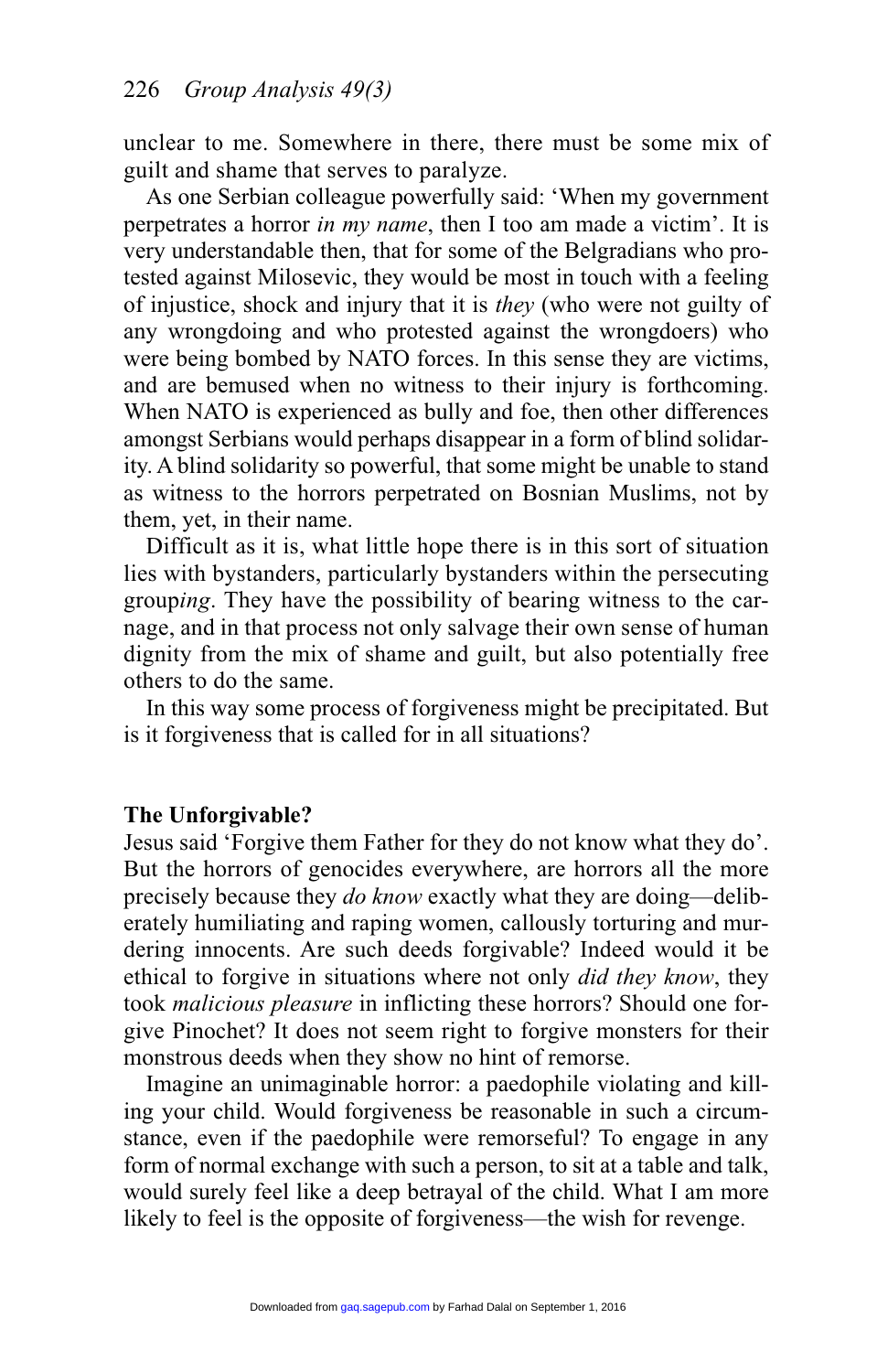unclear to me. Somewhere in there, there must be some mix of guilt and shame that serves to paralyze.

As one Serbian colleague powerfully said: 'When my government perpetrates a horror *in my name*, then I too am made a victim'. It is very understandable then, that for some of the Belgradians who protested against Milosevic, they would be most in touch with a feeling of injustice, shock and injury that it is *they* (who were not guilty of any wrongdoing and who protested against the wrongdoers) who were being bombed by NATO forces. In this sense they are victims, and are bemused when no witness to their injury is forthcoming. When NATO is experienced as bully and foe, then other differences amongst Serbians would perhaps disappear in a form of blind solidarity. A blind solidarity so powerful, that some might be unable to stand as witness to the horrors perpetrated on Bosnian Muslims, not by them, yet, in their name.

Difficult as it is, what little hope there is in this sort of situation lies with bystanders, particularly bystanders within the persecuting group*ing*. They have the possibility of bearing witness to the carnage, and in that process not only salvage their own sense of human dignity from the mix of shame and guilt, but also potentially free others to do the same.

In this way some process of forgiveness might be precipitated. But is it forgiveness that is called for in all situations?

## The Unforgivable?

Jesus said 'Forgive them Father for they do not know what they do'. But the horrors of genocides everywhere, are horrors all the more precisely because they *do know* exactly what they are doing—deliberately humiliating and raping women, callously torturing and murdering innocents. Are such deeds forgivable? Indeed would it be ethical to forgive in situations where not only *did they know*, they took *malicious pleasure* in inflicting these horrors? Should one forgive Pinochet? It does not seem right to forgive monsters for their monstrous deeds when they show no hint of remorse.

Imagine an unimaginable horror: a paedophile violating and killing your child. Would forgiveness be reasonable in such a circumstance, even if the paedophile were remorseful? To engage in any form of normal exchange with such a person, to sit at a table and talk, would surely feel like a deep betrayal of the child. What I am more likely to feel is the opposite of forgiveness—the wish for revenge.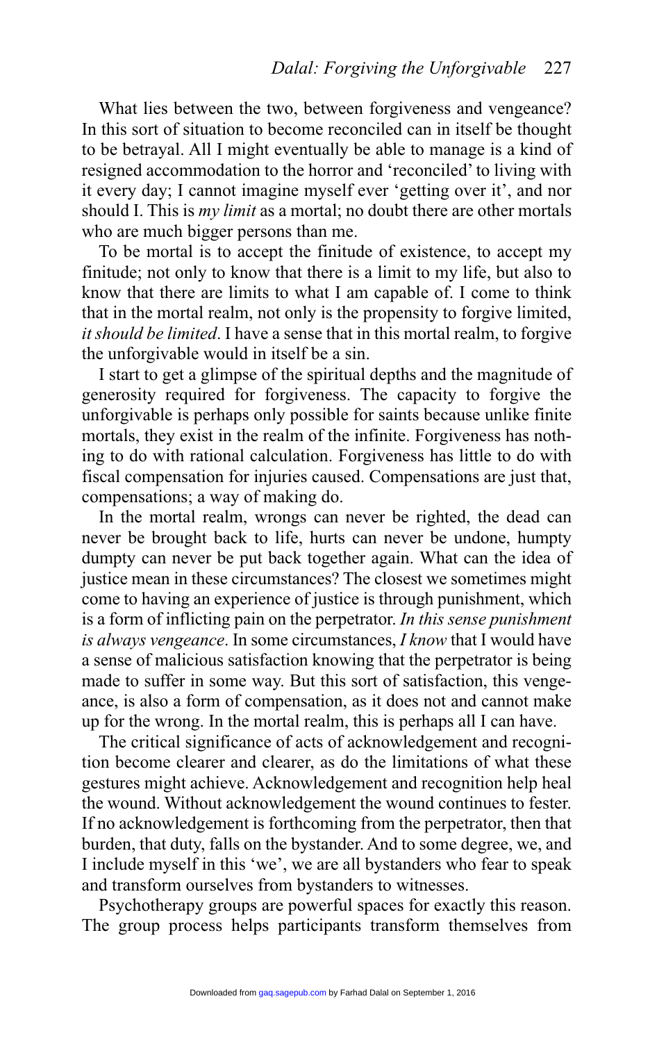What lies between the two, between forgiveness and vengeance? In this sort of situation to become reconciled can in itself be thought to be betrayal. All I might eventually be able to manage is a kind of resigned accommodation to the horror and 'reconciled' to living with it every day; I cannot imagine myself ever 'getting over it', and nor should I. This is *my limit* as a mortal; no doubt there are other mortals who are much bigger persons than me.

To be mortal is to accept the finitude of existence, to accept my finitude; not only to know that there is a limit to my life, but also to know that there are limits to what I am capable of. I come to think that in the mortal realm, not only is the propensity to forgive limited, *it should be limited*. I have a sense that in this mortal realm, to forgive the unforgivable would in itself be a sin.

I start to get a glimpse of the spiritual depths and the magnitude of generosity required for forgiveness. The capacity to forgive the unforgivable is perhaps only possible for saints because unlike finite mortals, they exist in the realm of the infinite. Forgiveness has nothing to do with rational calculation. Forgiveness has little to do with fiscal compensation for injuries caused. Compensations are just that, compensations; a way of making do.

In the mortal realm, wrongs can never be righted, the dead can never be brought back to life, hurts can never be undone, humpty dumpty can never be put back together again. What can the idea of justice mean in these circumstances? The closest we sometimes might come to having an experience of justice is through punishment, which is a form of inflicting pain on the perpetrator. *In this sense punishment is always vengeance*. In some circumstances, *I know* that I would have a sense of malicious satisfaction knowing that the perpetrator is being made to suffer in some way. But this sort of satisfaction, this vengeance, is also a form of compensation, as it does not and cannot make up for the wrong. In the mortal realm, this is perhaps all I can have.

The critical significance of acts of acknowledgement and recognition become clearer and clearer, as do the limitations of what these gestures might achieve. Acknowledgement and recognition help heal the wound. Without acknowledgement the wound continues to fester. If no acknowledgement is forthcoming from the perpetrator, then that burden, that duty, falls on the bystander. And to some degree, we, and I include myself in this 'we', we are all bystanders who fear to speak and transform ourselves from bystanders to witnesses.

Psychotherapy groups are powerful spaces for exactly this reason. The group process helps participants transform themselves from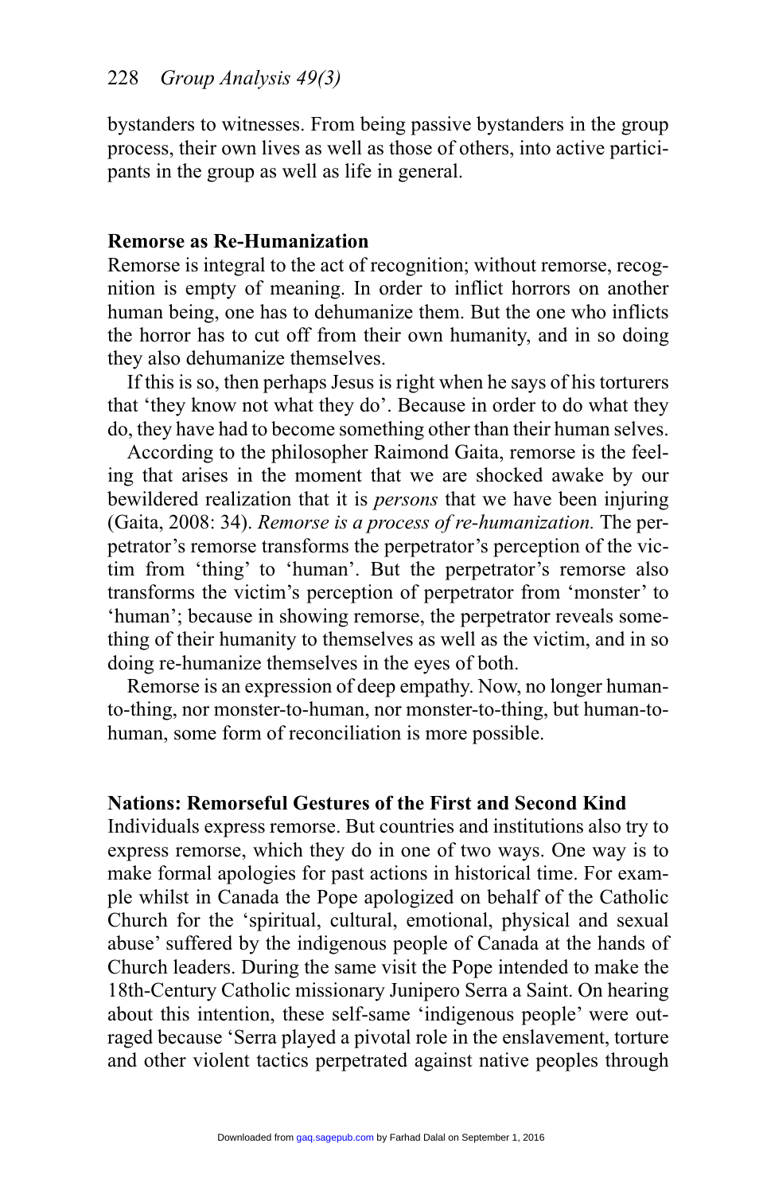bystanders to witnesses. From being passive bystanders in the group process, their own lives as well as those of others, into active participants in the group as well as life in general.

## Remorse as Re-Humanization

Remorse is integral to the act of recognition; without remorse, recognition is empty of meaning. In order to inflict horrors on another human being, one has to dehumanize them. But the one who inflicts the horror has to cut off from their own humanity, and in so doing they also dehumanize themselves.

If this is so, then perhaps Jesus is right when he says of his torturers that 'they know not what they do'. Because in order to do what they do, they have had to become something other than their human selves.

According to the philosopher Raimond Gaita, remorse is the feeling that arises in the moment that we are shocked awake by our bewildered realization that it is *persons* that we have been injuring (Gaita, 2008: 34). *Remorse is a process of re-humanization.* The perpetrator's remorse transforms the perpetrator's perception of the victim from 'thing' to 'human'. But the perpetrator's remorse also transforms the victim's perception of perpetrator from 'monster' to 'human'; because in showing remorse, the perpetrator reveals something of their humanity to themselves as well as the victim, and in so doing re-humanize themselves in the eyes of both.

Remorse is an expression of deep empathy. Now, no longer human-to-thing, nor monster-to-human, nor monster-to-thing, but human-to-human, some form of reconciliation is more possible.

## Nations: Remorseful Gestures of the First and Second Kind

Individuals express remorse. But countries and institutions also try to express remorse, which they do in one of two ways. One way is to make formal apologies for past actions in historical time. For example whilst in Canada the Pope apologized on behalf of the Catholic Church for the 'spiritual, cultural, emotional, physical and sexual abuse' suffered by the indigenous people of Canada at the hands of Church leaders. During the same visit the Pope intended to make the 18th-Century Catholic missionary Junipero Serra a Saint. On hearing about this intention, these self-same 'indigenous people' were outraged because 'Serra played a pivotal role in the enslavement, torture and other violent tactics perpetrated against native peoples through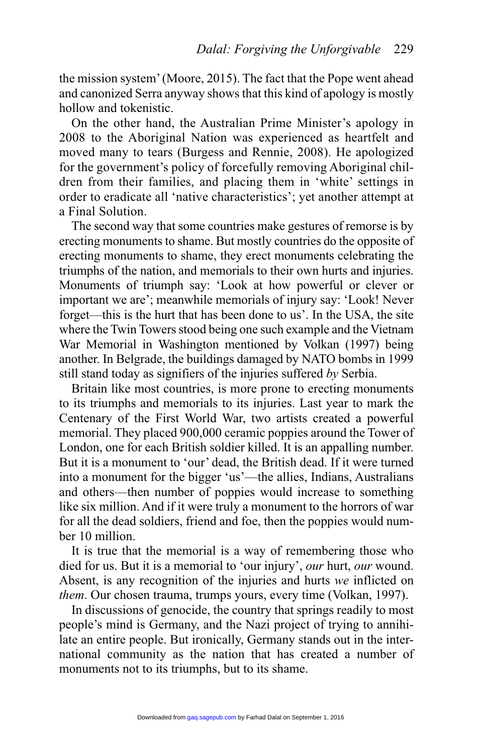the mission system' (Moore, 2015). The fact that the Pope went ahead and canonized Serra anyway shows that this kind of apology is mostly hollow and tokenistic.

On the other hand, the Australian Prime Minister's apology in 2008 to the Aboriginal Nation was experienced as heartfelt and moved many to tears (Burgess and Rennie, 2008). He apologized for the government's policy of forcefully removing Aboriginal children from their families, and placing them in 'white' settings in order to eradicate all 'native characteristics'; yet another attempt at a Final Solution.

The second way that some countries make gestures of remorse is by erecting monuments to shame. But mostly countries do the opposite of erecting monuments to shame, they erect monuments celebrating the triumphs of the nation, and memorials to their own hurts and injuries. Monuments of triumph say: 'Look at how powerful or clever or important we are'; meanwhile memorials of injury say: 'Look! Never forget—this is the hurt that has been done to us'. In the USA, the site where the Twin Towers stood being one such example and the Vietnam War Memorial in Washington mentioned by Volkan (1997) being another. In Belgrade, the buildings damaged by NATO bombs in 1999 still stand today as signifiers of the injuries suffered *by* Serbia.

Britain like most countries, is more prone to erecting monuments to its triumphs and memorials to its injuries. Last year to mark the Centenary of the First World War, two artists created a powerful memorial. They placed 900,000 ceramic poppies around the Tower of London, one for each British soldier killed. It is an appalling number. But it is a monument to 'our' dead, the British dead. If it were turned into a monument for the bigger 'us'—the allies, Indians, Australians and others—then number of poppies would increase to something like six million. And if it were truly a monument to the horrors of war for all the dead soldiers, friend and foe, then the poppies would number 10 million.

It is true that the memorial is a way of remembering those who died for us. But it is a memorial to 'our injury', *our* hurt, *our* wound. Absent, is any recognition of the injuries and hurts *we* inflicted on *them*. Our chosen trauma, trumps yours, every time (Volkan, 1997).

In discussions of genocide, the country that springs readily to most people's mind is Germany, and the Nazi project of trying to annihilate an entire people. But ironically, Germany stands out in the international community as the nation that has created a number of monuments not to its triumphs, but to its shame.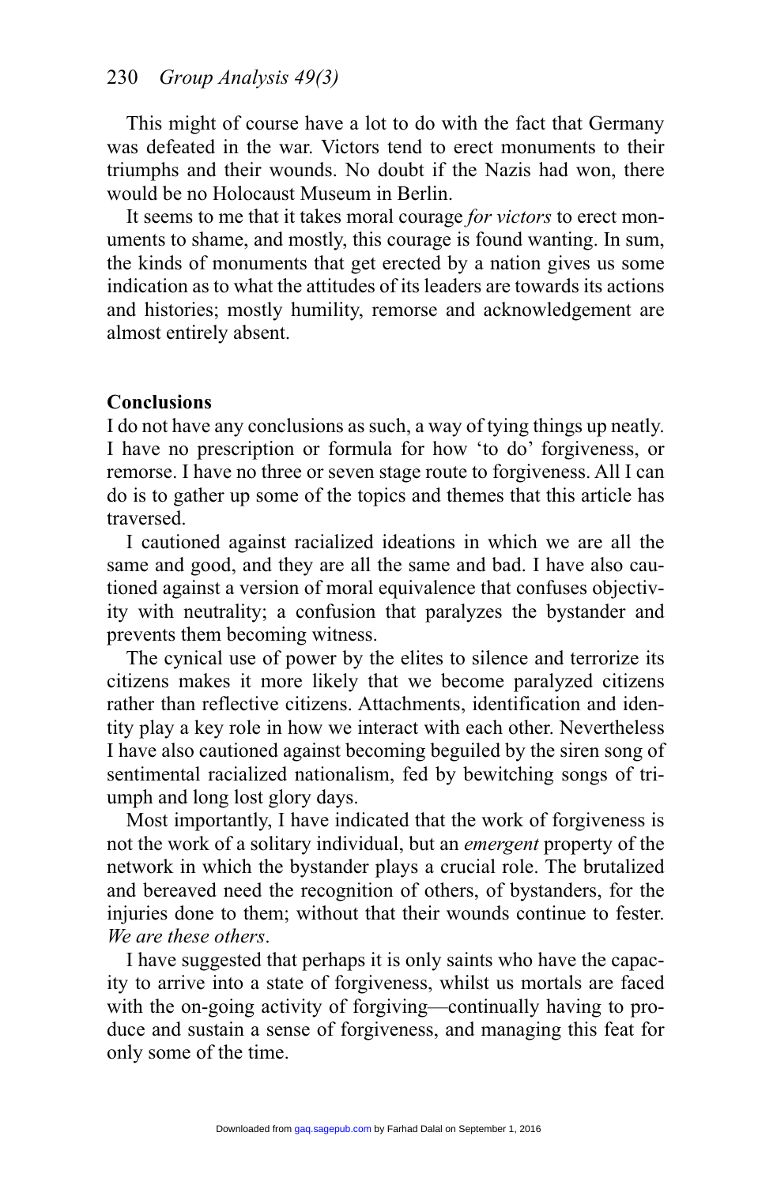This might of course have a lot to do with the fact that Germany was defeated in the war. Victors tend to erect monuments to their triumphs and their wounds. No doubt if the Nazis had won, there would be no Holocaust Museum in Berlin.

It seems to me that it takes moral courage *for victors* to erect monuments to shame, and mostly, this courage is found wanting. In sum, the kinds of monuments that get erected by a nation gives us some indication as to what the attitudes of its leaders are towards its actions and histories; mostly humility, remorse and acknowledgement are almost entirely absent.

## Conclusions

I do not have any conclusions as such, a way of tying things up neatly. I have no prescription or formula for how 'to do' forgiveness, or remorse. I have no three or seven stage route to forgiveness. All I can do is to gather up some of the topics and themes that this article has traversed.

I cautioned against racialized ideations in which we are all the same and good, and they are all the same and bad. I have also cautioned against a version of moral equivalence that confuses objectivity with neutrality; a confusion that paralyzes the bystander and prevents them becoming witness.

The cynical use of power by the elites to silence and terrorize its citizens makes it more likely that we become paralyzed citizens rather than reflective citizens. Attachments, identification and identity play a key role in how we interact with each other. Nevertheless I have also cautioned against becoming beguiled by the siren song of sentimental racialized nationalism, fed by bewitching songs of triumph and long lost glory days.

Most importantly, I have indicated that the work of forgiveness is not the work of a solitary individual, but an *emergent* property of the network in which the bystander plays a crucial role. The brutalized and bereaved need the recognition of others, of bystanders, for the injuries done to them; without that their wounds continue to fester. *We are these others*.

I have suggested that perhaps it is only saints who have the capacity to arrive into a state of forgiveness, whilst us mortals are faced with the on-going activity of forgiving—continually having to produce and sustain a sense of forgiveness, and managing this feat for only some of the time.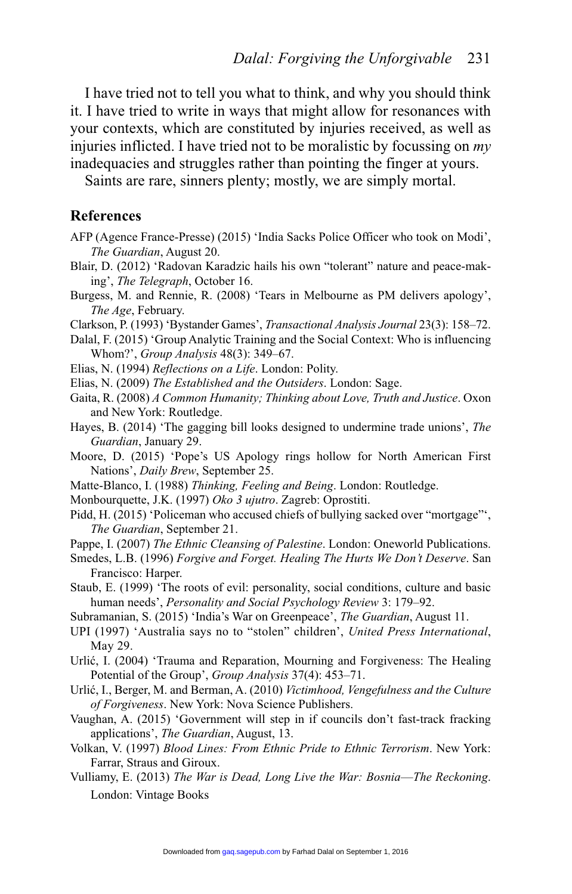I have tried not to tell you what to think, and why you should think it. I have tried to write in ways that might allow for resonances with your contexts, which are constituted by injuries received, as well as injuries inflicted. I have tried not to be moralistic by focussing on *my* inadequacies and struggles rather than pointing the finger at yours.

Saints are rare, sinners plenty; mostly, we are simply mortal.

## References

AFP (Agence France-Presse) (2015) 'India Sacks Police Officer who took on Modi', *The Guardian*, August 20.

Blair, D. (2012) 'Radovan Karadzic hails his own "tolerant" nature and peace-making', *The Telegraph*, October 16.

Burgess, M. and Rennie, R. (2008) 'Tears in Melbourne as PM delivers apology', *The Age*, February.

Clarkson, P. (1993) 'Bystander Games', *Transactional Analysis Journal* 23(3): 158–72.

Dalal, F. (2015) 'Group Analytic Training and the Social Context: Who is influencing Whom?', *Group Analysis* 48(3): 349–67.

Elias, N. (1994) *Reflections on a Life*. London: Polity.

Elias, N. (2009) *The Established and the Outsiders*. London: Sage.

Gaita, R. (2008) *A Common Humanity; Thinking about Love, Truth and Justice*. Oxon and New York: Routledge.

Hayes, B. (2014) 'The gagging bill looks designed to undermine trade unions', *The Guardian*, January 29.

Moore, D. (2015) 'Pope's US Apology rings hollow for North American First Nations', *Daily Brew*, September 25.

Matte-Blanco, I. (1988) *Thinking, Feeling and Being*. London: Routledge.

Monbourquette, J.K. (1997) *Oko 3 ujutro*. Zagreb: Oprostiti.

Pidd, H. (2015) 'Policeman who accused chiefs of bullying sacked over "mortgage"', *The Guardian*, September 21.

Pappe, I. (2007) *The Ethnic Cleansing of Palestine*. London: Oneworld Publications.

Smedes, L.B. (1996) *Forgive and Forget. Healing The Hurts We Don't Deserve*. San Francisco: Harper.

Staub, E. (1999) 'The roots of evil: personality, social conditions, culture and basic human needs', *Personality and Social Psychology Review* 3: 179–92.

Subramanian, S. (2015) 'India's War on Greenpeace', *The Guardian*, August 11.

UPI (1997) 'Australia says no to "stolen" children', *United Press International*, May 29.

Urlić, I. (2004) 'Trauma and Reparation, Mourning and Forgiveness: The Healing Potential of the Group', *Group Analysis* 37(4): 453–71.

Urlić, I., Berger, M. and Berman, A. (2010) *Victimhood, Vengefulness and the Culture of Forgiveness*. New York: Nova Science Publishers.

Vaughan, A. (2015) 'Government will step in if councils don't fast-track fracking applications', *The Guardian*, August, 13.

Volkan, V. (1997) *Blood Lines: From Ethnic Pride to Ethnic Terrorism*. New York: Farrar, Straus and Giroux.

Vulliamy, E. (2013) *The War is Dead, Long Live the War: Bosnia—The Reckoning*. London: Vintage Books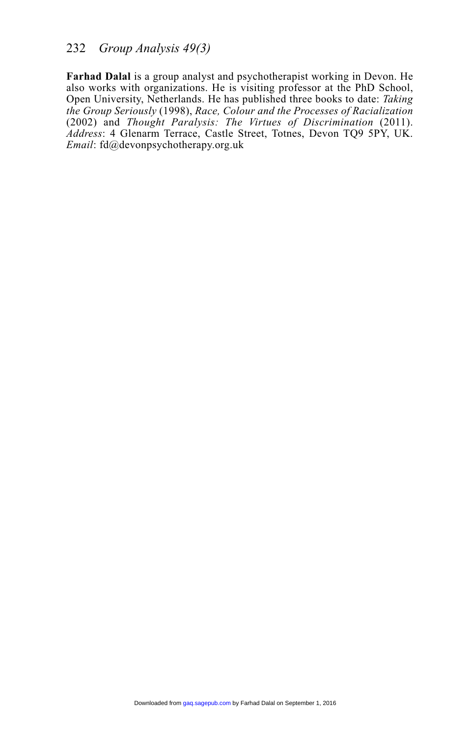**Farhad Dalal** is a group analyst and psychotherapist working in Devon. He also works with organizations. He is visiting professor at the PhD School, Open University, Netherlands. He has published three books to date: *Taking the Group Seriously* (1998), *Race, Colour and the Processes of Racialization* (2002) and *Thought Paralysis: The Virtues of Discrimination* (2011). *Address*: 4 Glenarm Terrace, Castle Street, Totnes, Devon TQ9 5PY, UK. *Email*: fd@devonpsychotherapy.org.uk